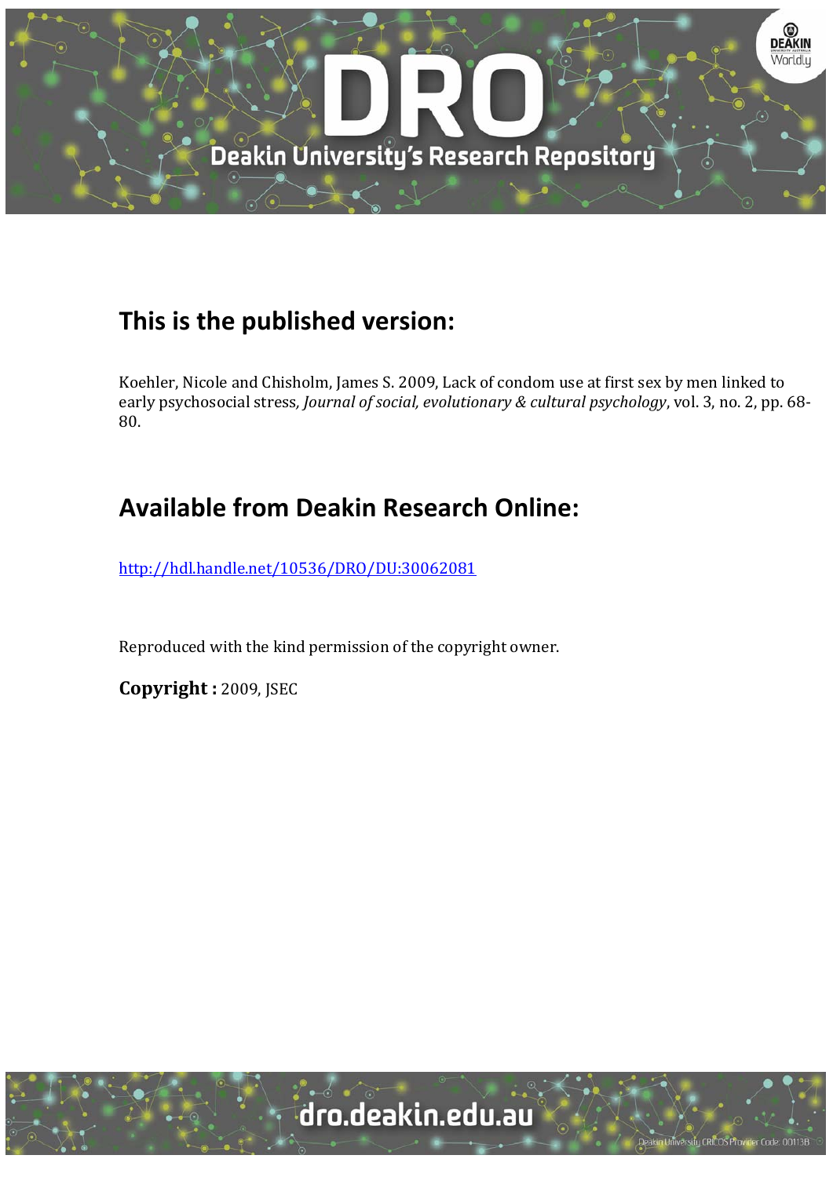## This is the published version:

Koehler, Nicole and Chisholm, James S. 2009, Lack of condom use at first sex by men linked to early psychosocial stress, *Journal of social, evolutionary & cultural psychology*, vol. 3, no. 2, pp. 68-80.

## Available from Deakin Research Online:

http://hdl.handle.net/10536/DRO/DU:30062081

Reproduced with the kind permission of the copyright owner.

**Copyright :** 2009, JSEC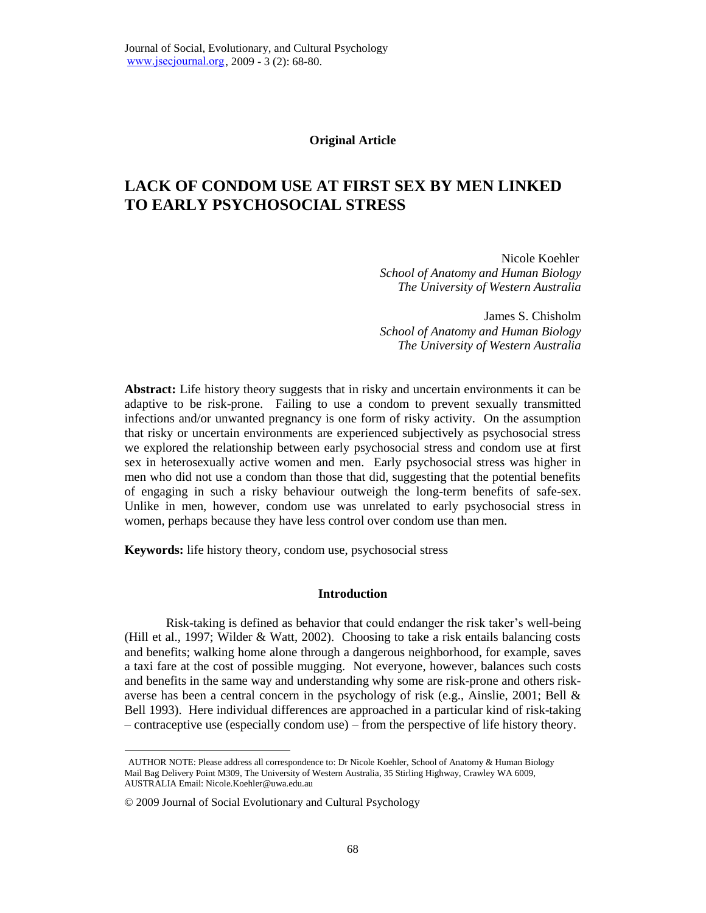**Original Article**

# LACK OF CONDOM USE AT FIRST SEX BY MEN LINKED TO EARLY PSYCHOSOCIAL STRESS

Nicole Koehler
*School of Anatomy and Human Biology*
*The University of Western Australia*

James S. Chisholm
*School of Anatomy and Human Biology*
*The University of Western Australia*

**Abstract:** Life history theory suggests that in risky and uncertain environments it can be adaptive to be risk-prone. Failing to use a condom to prevent sexually transmitted infections and/or unwanted pregnancy is one form of risky activity. On the assumption that risky or uncertain environments are experienced subjectively as psychosocial stress we explored the relationship between early psychosocial stress and condom use at first sex in heterosexually active women and men. Early psychosocial stress was higher in men who did not use a condom than those that did, suggesting that the potential benefits of engaging in such a risky behaviour outweigh the long-term benefits of safe-sex. Unlike in men, however, condom use was unrelated to early psychosocial stress in women, perhaps because they have less control over condom use than men.

**Keywords:** life history theory, condom use, psychosocial stress

## Introduction

Risk-taking is defined as behavior that could endanger the risk taker's well-being (Hill et al., 1997; Wilder & Watt, 2002). Choosing to take a risk entails balancing costs and benefits; walking home alone through a dangerous neighborhood, for example, saves a taxi fare at the cost of possible mugging. Not everyone, however, balances such costs and benefits in the same way and understanding why some are risk-prone and others risk-averse has been a central concern in the psychology of risk (e.g., Ainslie, 2001; Bell & Bell 1993). Here individual differences are approached in a particular kind of risk-taking – contraceptive use (especially condom use) – from the perspective of life history theory.

AUTHOR NOTE: Please address all correspondence to: Dr Nicole Koehler, School of Anatomy & Human Biology Mail Bag Delivery Point M309, The University of Western Australia, 35 Stirling Highway, Crawley WA 6009, AUSTRALIA Email: Nicole.Koehler@uwa.edu.au

© 2009 Journal of Social Evolutionary and Cultural Psychology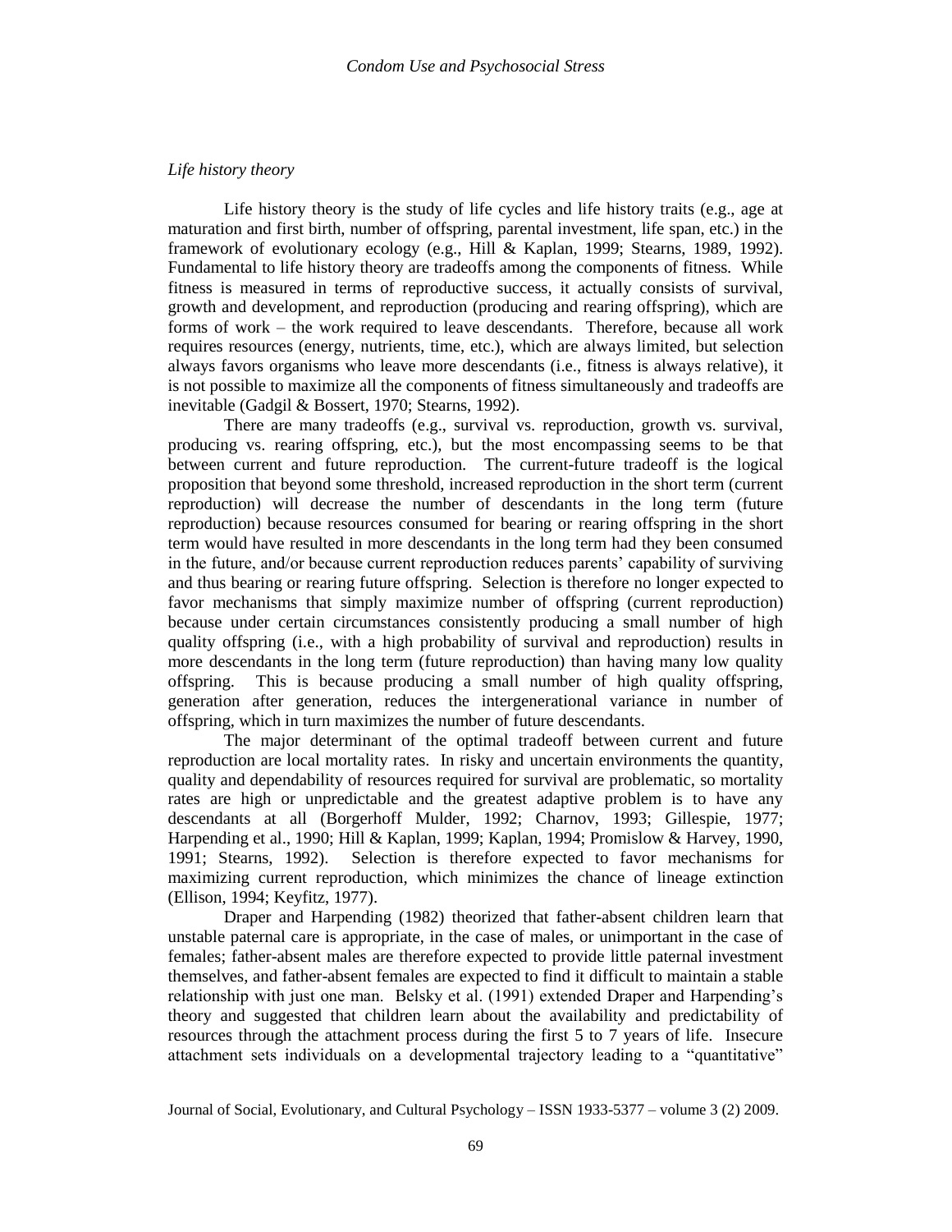*Life history theory*

Life history theory is the study of life cycles and life history traits (e.g., age at maturation and first birth, number of offspring, parental investment, life span, etc.) in the framework of evolutionary ecology (e.g., Hill & Kaplan, 1999; Stearns, 1989, 1992). Fundamental to life history theory are tradeoffs among the components of fitness. While fitness is measured in terms of reproductive success, it actually consists of survival, growth and development, and reproduction (producing and rearing offspring), which are forms of work – the work required to leave descendants. Therefore, because all work requires resources (energy, nutrients, time, etc.), which are always limited, but selection always favors organisms who leave more descendants (i.e., fitness is always relative), it is not possible to maximize all the components of fitness simultaneously and tradeoffs are inevitable (Gadgil & Bossert, 1970; Stearns, 1992).

There are many tradeoffs (e.g., survival vs. reproduction, growth vs. survival, producing vs. rearing offspring, etc.), but the most encompassing seems to be that between current and future reproduction. The current-future tradeoff is the logical proposition that beyond some threshold, increased reproduction in the short term (current reproduction) will decrease the number of descendants in the long term (future reproduction) because resources consumed for bearing or rearing offspring in the short term would have resulted in more descendants in the long term had they been consumed in the future, and/or because current reproduction reduces parents' capability of surviving and thus bearing or rearing future offspring. Selection is therefore no longer expected to favor mechanisms that simply maximize number of offspring (current reproduction) because under certain circumstances consistently producing a small number of high quality offspring (i.e., with a high probability of survival and reproduction) results in more descendants in the long term (future reproduction) than having many low quality offspring. This is because producing a small number of high quality offspring, generation after generation, reduces the intergenerational variance in number of offspring, which in turn maximizes the number of future descendants.

The major determinant of the optimal tradeoff between current and future reproduction are local mortality rates. In risky and uncertain environments the quantity, quality and dependability of resources required for survival are problematic, so mortality rates are high or unpredictable and the greatest adaptive problem is to have any descendants at all (Borgerhoff Mulder, 1992; Charnov, 1993; Gillespie, 1977; Harpending et al., 1990; Hill & Kaplan, 1999; Kaplan, 1994; Promislow & Harvey, 1990, 1991; Stearns, 1992). Selection is therefore expected to favor mechanisms for maximizing current reproduction, which minimizes the chance of lineage extinction (Ellison, 1994; Keyfitz, 1977).

Draper and Harpending (1982) theorized that father-absent children learn that unstable paternal care is appropriate, in the case of males, or unimportant in the case of females; father-absent males are therefore expected to provide little paternal investment themselves, and father-absent females are expected to find it difficult to maintain a stable relationship with just one man. Belsky et al. (1991) extended Draper and Harpending's theory and suggested that children learn about the availability and predictability of resources through the attachment process during the first 5 to 7 years of life. Insecure attachment sets individuals on a developmental trajectory leading to a "quantitative"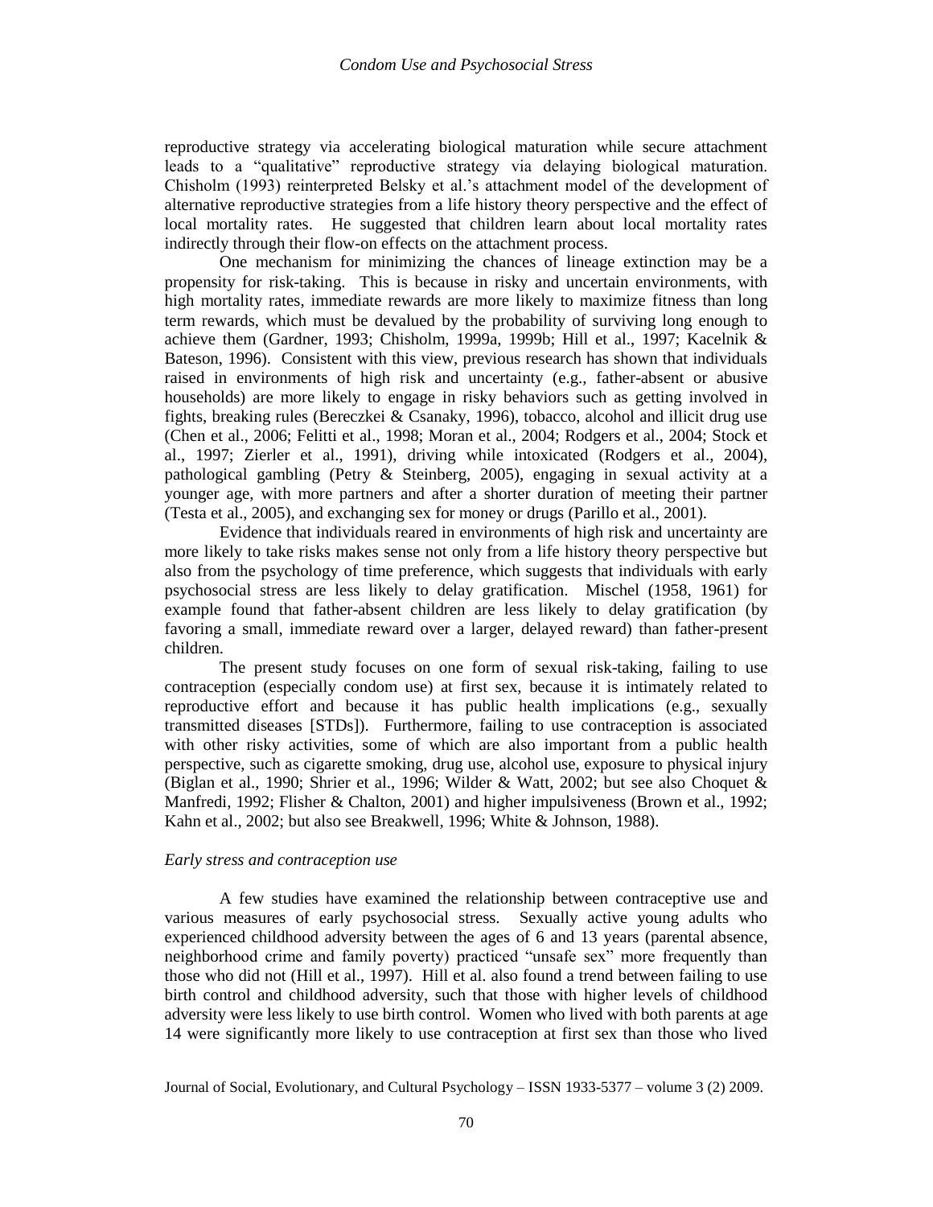reproductive strategy via accelerating biological maturation while secure attachment leads to a "qualitative" reproductive strategy via delaying biological maturation. Chisholm (1993) reinterpreted Belsky et al.'s attachment model of the development of alternative reproductive strategies from a life history theory perspective and the effect of local mortality rates. He suggested that children learn about local mortality rates indirectly through their flow-on effects on the attachment process.

One mechanism for minimizing the chances of lineage extinction may be a propensity for risk-taking. This is because in risky and uncertain environments, with high mortality rates, immediate rewards are more likely to maximize fitness than long term rewards, which must be devalued by the probability of surviving long enough to achieve them (Gardner, 1993; Chisholm, 1999a, 1999b; Hill et al., 1997; Kacelnik & Bateson, 1996). Consistent with this view, previous research has shown that individuals raised in environments of high risk and uncertainty (e.g., father-absent or abusive households) are more likely to engage in risky behaviors such as getting involved in fights, breaking rules (Bereczkei & Csanaky, 1996), tobacco, alcohol and illicit drug use (Chen et al., 2006; Felitti et al., 1998; Moran et al., 2004; Rodgers et al., 2004; Stock et al., 1997; Zierler et al., 1991), driving while intoxicated (Rodgers et al., 2004), pathological gambling (Petry & Steinberg, 2005), engaging in sexual activity at a younger age, with more partners and after a shorter duration of meeting their partner (Testa et al., 2005), and exchanging sex for money or drugs (Parillo et al., 2001).

Evidence that individuals reared in environments of high risk and uncertainty are more likely to take risks makes sense not only from a life history theory perspective but also from the psychology of time preference, which suggests that individuals with early psychosocial stress are less likely to delay gratification. Mischel (1958, 1961) for example found that father-absent children are less likely to delay gratification (by favoring a small, immediate reward over a larger, delayed reward) than father-present children.

The present study focuses on one form of sexual risk-taking, failing to use contraception (especially condom use) at first sex, because it is intimately related to reproductive effort and because it has public health implications (e.g., sexually transmitted diseases [STDs]). Furthermore, failing to use contraception is associated with other risky activities, some of which are also important from a public health perspective, such as cigarette smoking, drug use, alcohol use, exposure to physical injury (Biglan et al., 1990; Shrier et al., 1996; Wilder & Watt, 2002; but see also Choquet & Manfredi, 1992; Flisher & Chalton, 2001) and higher impulsiveness (Brown et al., 1992; Kahn et al., 2002; but also see Breakwell, 1996; White & Johnson, 1988).

### *Early stress and contraception use*

A few studies have examined the relationship between contraceptive use and various measures of early psychosocial stress. Sexually active young adults who experienced childhood adversity between the ages of 6 and 13 years (parental absence, neighborhood crime and family poverty) practiced "unsafe sex" more frequently than those who did not (Hill et al., 1997). Hill et al. also found a trend between failing to use birth control and childhood adversity, such that those with higher levels of childhood adversity were less likely to use birth control. Women who lived with both parents at age 14 were significantly more likely to use contraception at first sex than those who lived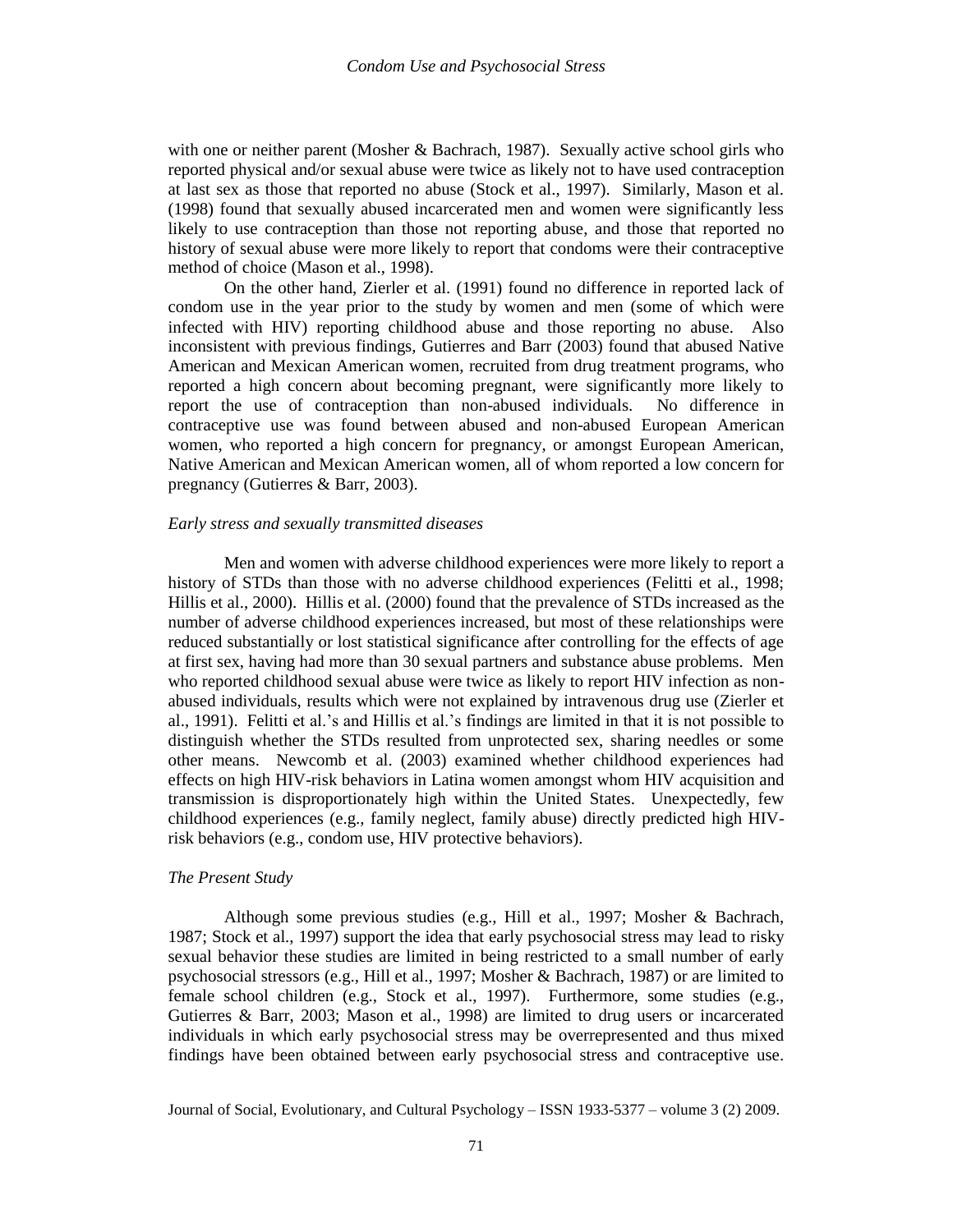with one or neither parent (Mosher & Bachrach, 1987). Sexually active school girls who reported physical and/or sexual abuse were twice as likely not to have used contraception at last sex as those that reported no abuse (Stock et al., 1997). Similarly, Mason et al. (1998) found that sexually abused incarcerated men and women were significantly less likely to use contraception than those not reporting abuse, and those that reported no history of sexual abuse were more likely to report that condoms were their contraceptive method of choice (Mason et al., 1998).

On the other hand, Zierler et al. (1991) found no difference in reported lack of condom use in the year prior to the study by women and men (some of which were infected with HIV) reporting childhood abuse and those reporting no abuse. Also inconsistent with previous findings, Gutierres and Barr (2003) found that abused Native American and Mexican American women, recruited from drug treatment programs, who reported a high concern about becoming pregnant, were significantly more likely to report the use of contraception than non-abused individuals. No difference in contraceptive use was found between abused and non-abused European American women, who reported a high concern for pregnancy, or amongst European American, Native American and Mexican American women, all of whom reported a low concern for pregnancy (Gutierres & Barr, 2003).

*Early stress and sexually transmitted diseases*

Men and women with adverse childhood experiences were more likely to report a history of STDs than those with no adverse childhood experiences (Felitti et al., 1998; Hillis et al., 2000). Hillis et al. (2000) found that the prevalence of STDs increased as the number of adverse childhood experiences increased, but most of these relationships were reduced substantially or lost statistical significance after controlling for the effects of age at first sex, having had more than 30 sexual partners and substance abuse problems. Men who reported childhood sexual abuse were twice as likely to report HIV infection as non-abused individuals, results which were not explained by intravenous drug use (Zierler et al., 1991). Felitti et al.'s and Hillis et al.'s findings are limited in that it is not possible to distinguish whether the STDs resulted from unprotected sex, sharing needles or some other means. Newcomb et al. (2003) examined whether childhood experiences had effects on high HIV-risk behaviors in Latina women amongst whom HIV acquisition and transmission is disproportionately high within the United States. Unexpectedly, few childhood experiences (e.g., family neglect, family abuse) directly predicted high HIV-risk behaviors (e.g., condom use, HIV protective behaviors).

*The Present Study*

Although some previous studies (e.g., Hill et al., 1997; Mosher & Bachrach, 1987; Stock et al., 1997) support the idea that early psychosocial stress may lead to risky sexual behavior these studies are limited in being restricted to a small number of early psychosocial stressors (e.g., Hill et al., 1997; Mosher & Bachrach, 1987) or are limited to female school children (e.g., Stock et al., 1997). Furthermore, some studies (e.g., Gutierres & Barr, 2003; Mason et al., 1998) are limited to drug users or incarcerated individuals in which early psychosocial stress may be overrepresented and thus mixed findings have been obtained between early psychosocial stress and contraceptive use.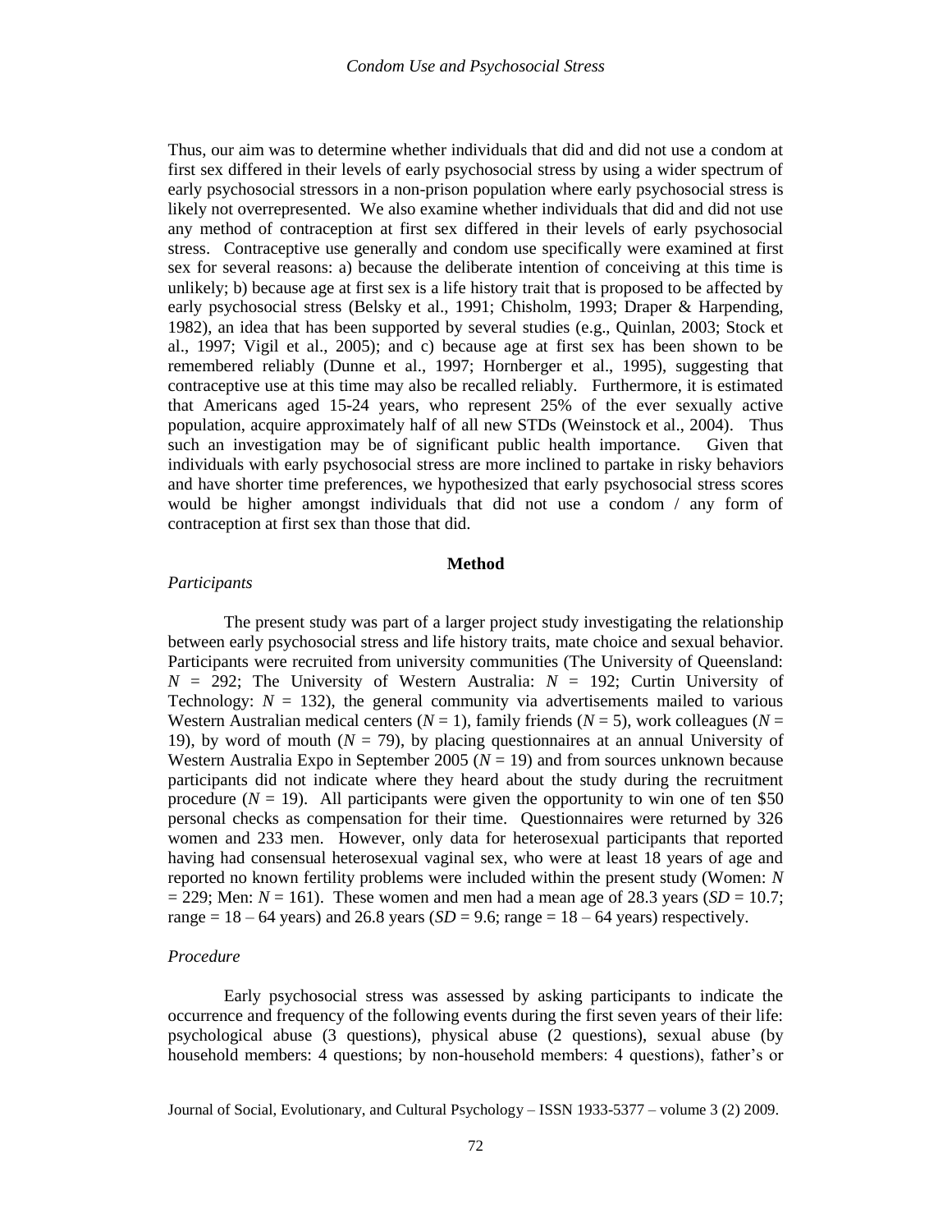Thus, our aim was to determine whether individuals that did and did not use a condom at first sex differed in their levels of early psychosocial stress by using a wider spectrum of early psychosocial stressors in a non-prison population where early psychosocial stress is likely not overrepresented. We also examine whether individuals that did and did not use any method of contraception at first sex differed in their levels of early psychosocial stress. Contraceptive use generally and condom use specifically were examined at first sex for several reasons: a) because the deliberate intention of conceiving at this time is unlikely; b) because age at first sex is a life history trait that is proposed to be affected by early psychosocial stress (Belsky et al., 1991; Chisholm, 1993; Draper & Harpending, 1982), an idea that has been supported by several studies (e.g., Quinlan, 2003; Stock et al., 1997; Vigil et al., 2005); and c) because age at first sex has been shown to be remembered reliably (Dunne et al., 1997; Hornberger et al., 1995), suggesting that contraceptive use at this time may also be recalled reliably. Furthermore, it is estimated that Americans aged 15-24 years, who represent 25% of the ever sexually active population, acquire approximately half of all new STDs (Weinstock et al., 2004). Thus such an investigation may be of significant public health importance. Given that individuals with early psychosocial stress are more inclined to partake in risky behaviors and have shorter time preferences, we hypothesized that early psychosocial stress scores would be higher amongst individuals that did not use a condom / any form of contraception at first sex than those that did.

## Method

### *Participants*

The present study was part of a larger project study investigating the relationship between early psychosocial stress and life history traits, mate choice and sexual behavior. Participants were recruited from university communities (The University of Queensland: $N$ = 292; The University of Western Australia: $N$ = 192; Curtin University of Technology: $N$ = 132), the general community via advertisements mailed to various Western Australian medical centers ($N$ = 1), family friends ($N$ = 5), work colleagues ($N$ = 19), by word of mouth ($N$ = 79), by placing questionnaires at an annual University of Western Australia Expo in September 2005 ($N$ = 19) and from sources unknown because participants did not indicate where they heard about the study during the recruitment procedure ($N$ = 19). All participants were given the opportunity to win one of ten $50 personal checks as compensation for their time. Questionnaires were returned by 326 women and 233 men. However, only data for heterosexual participants that reported having had consensual heterosexual vaginal sex, who were at least 18 years of age and reported no known fertility problems were included within the present study (Women: $N$ = 229; Men: $N$ = 161). These women and men had a mean age of 28.3 years ($SD$ = 10.7; range = 18 – 64 years) and 26.8 years ($SD$ = 9.6; range = 18 – 64 years) respectively.

### *Procedure*

Early psychosocial stress was assessed by asking participants to indicate the occurrence and frequency of the following events during the first seven years of their life: psychological abuse (3 questions), physical abuse (2 questions), sexual abuse (by household members: 4 questions; by non-household members: 4 questions), father's or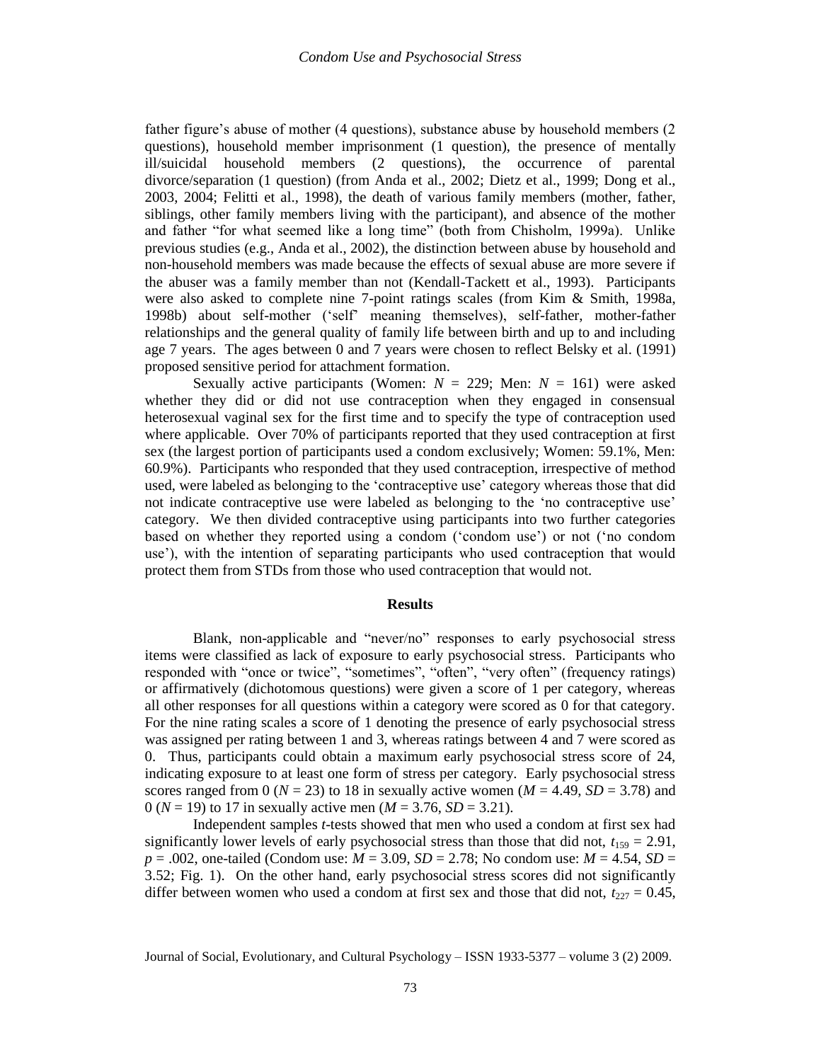father figure's abuse of mother (4 questions), substance abuse by household members (2 questions), household member imprisonment (1 question), the presence of mentally ill/suicidal household members (2 questions), the occurrence of parental divorce/separation (1 question) (from Anda et al., 2002; Dietz et al., 1999; Dong et al., 2003, 2004; Felitti et al., 1998), the death of various family members (mother, father, siblings, other family members living with the participant), and absence of the mother and father "for what seemed like a long time" (both from Chisholm, 1999a). Unlike previous studies (e.g., Anda et al., 2002), the distinction between abuse by household and non-household members was made because the effects of sexual abuse are more severe if the abuser was a family member than not (Kendall-Tackett et al., 1993). Participants were also asked to complete nine 7-point ratings scales (from Kim & Smith, 1998a, 1998b) about self-mother ('self' meaning themselves), self-father, mother-father relationships and the general quality of family life between birth and up to and including age 7 years. The ages between 0 and 7 years were chosen to reflect Belsky et al. (1991) proposed sensitive period for attachment formation.

Sexually active participants (Women: $N$ = 229; Men: $N$ = 161) were asked whether they did or did not use contraception when they engaged in consensual heterosexual vaginal sex for the first time and to specify the type of contraception used where applicable. Over 70% of participants reported that they used contraception at first sex (the largest portion of participants used a condom exclusively; Women: 59.1%, Men: 60.9%). Participants who responded that they used contraception, irrespective of method used, were labeled as belonging to the 'contraceptive use' category whereas those that did not indicate contraceptive use were labeled as belonging to the 'no contraceptive use' category. We then divided contraceptive using participants into two further categories based on whether they reported using a condom ('condom use') or not ('no condom use'), with the intention of separating participants who used contraception that would protect them from STDs from those who used contraception that would not.

## Results

Blank, non-applicable and "never/no" responses to early psychosocial stress items were classified as lack of exposure to early psychosocial stress. Participants who responded with "once or twice", "sometimes", "often", "very often" (frequency ratings) or affirmatively (dichotomous questions) were given a score of 1 per category, whereas all other responses for all questions within a category were scored as 0 for that category. For the nine rating scales a score of 1 denoting the presence of early psychosocial stress was assigned per rating between 1 and 3, whereas ratings between 4 and 7 were scored as 0. Thus, participants could obtain a maximum early psychosocial stress score of 24, indicating exposure to at least one form of stress per category. Early psychosocial stress scores ranged from 0 ($N$ = 23) to 18 in sexually active women ($M$ = 4.49, $SD$ = 3.78) and 0 ($N$ = 19) to 17 in sexually active men ($M$ = 3.76, $SD$ = 3.21).

Independent samples $t$-tests showed that men who used a condom at first sex had significantly lower levels of early psychosocial stress than those that did not, $t_{159} = 2.91$, $p = .002$, one-tailed (Condom use: $M$ = 3.09, $SD$ = 2.78; No condom use: $M$ = 4.54, $SD$ = 3.52; Fig. 1). On the other hand, early psychosocial stress scores did not significantly differ between women who used a condom at first sex and those that did not, $t_{227} = 0.45$,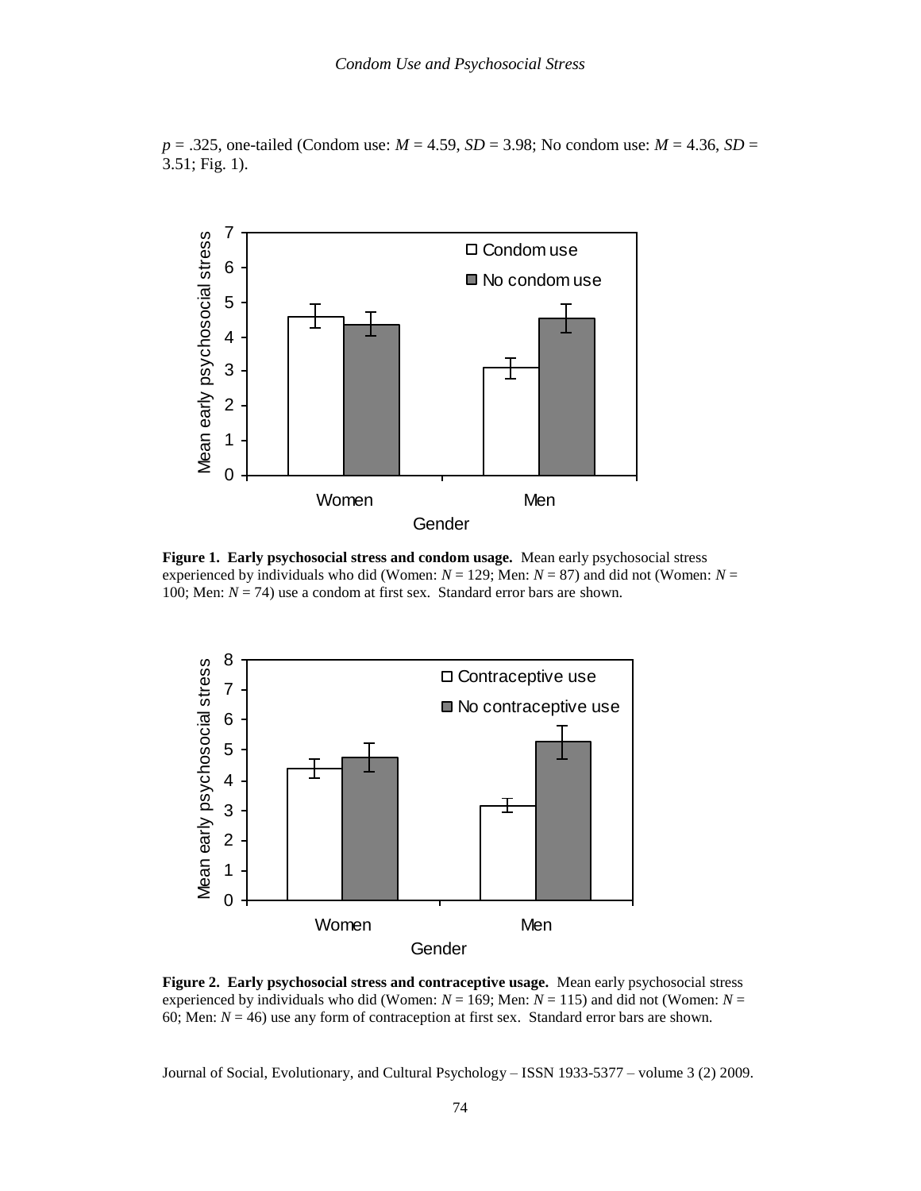$p = .325$, one-tailed (Condom use: $M = 4.59$, $SD = 3.98$; No condom use: $M = 4.36$, $SD = 3.51$; Fig. 1).

**Figure 1. Early psychosocial stress and condom usage.** Mean early psychosocial stress experienced by individuals who did (Women: $N = 129$; Men: $N = 87$) and did not (Women: $N = 100$; Men: $N = 74$) use a condom at first sex. Standard error bars are shown.

**Figure 2. Early psychosocial stress and contraceptive usage.** Mean early psychosocial stress experienced by individuals who did (Women: $N = 169$; Men: $N = 115$) and did not (Women: $N = 60$; Men: $N = 46$) use any form of contraception at first sex. Standard error bars are shown.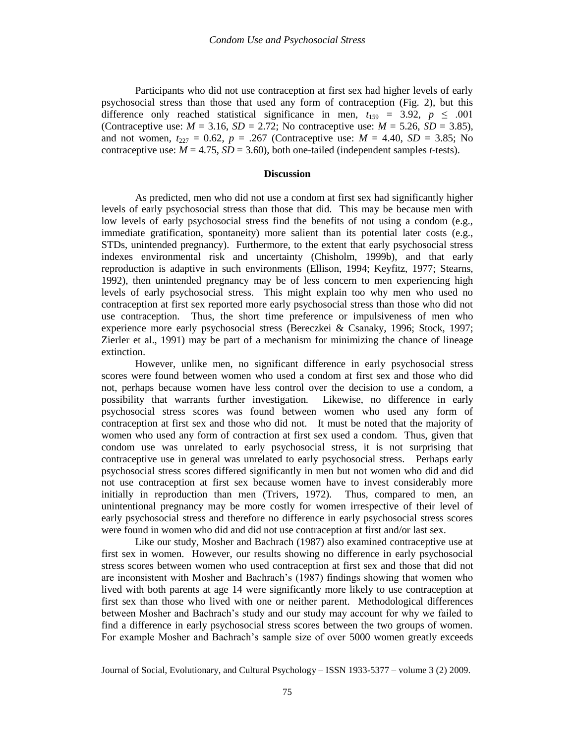Participants who did not use contraception at first sex had higher levels of early psychosocial stress than those that used any form of contraception (Fig. 2), but this difference only reached statistical significance in men, $t_{159} = 3.92$, $p \leq .001$ (Contraceptive use: $M = 3.16$, $SD = 2.72$; No contraceptive use: $M = 5.26$, $SD = 3.85$), and not women, $t_{227} = 0.62$, $p = .267$ (Contraceptive use: $M = 4.40$, $SD = 3.85$; No contraceptive use: $M = 4.75$, $SD = 3.60$), both one-tailed (independent samples *t*-tests).

## Discussion

As predicted, men who did not use a condom at first sex had significantly higher levels of early psychosocial stress than those that did. This may be because men with low levels of early psychosocial stress find the benefits of not using a condom (e.g., immediate gratification, spontaneity) more salient than its potential later costs (e.g., STDs, unintended pregnancy). Furthermore, to the extent that early psychosocial stress indexes environmental risk and uncertainty (Chisholm, 1999b), and that early reproduction is adaptive in such environments (Ellison, 1994; Keyfitz, 1977; Stearns, 1992), then unintended pregnancy may be of less concern to men experiencing high levels of early psychosocial stress. This might explain too why men who used no contraception at first sex reported more early psychosocial stress than those who did not use contraception. Thus, the short time preference or impulsiveness of men who experience more early psychosocial stress (Bereczkei & Csanaky, 1996; Stock, 1997; Zierler et al., 1991) may be part of a mechanism for minimizing the chance of lineage extinction.

However, unlike men, no significant difference in early psychosocial stress scores were found between women who used a condom at first sex and those who did not, perhaps because women have less control over the decision to use a condom, a possibility that warrants further investigation. Likewise, no difference in early psychosocial stress scores was found between women who used any form of contraception at first sex and those who did not. It must be noted that the majority of women who used any form of contraction at first sex used a condom. Thus, given that condom use was unrelated to early psychosocial stress, it is not surprising that contraceptive use in general was unrelated to early psychosocial stress. Perhaps early psychosocial stress scores differed significantly in men but not women who did and did not use contraception at first sex because women have to invest considerably more initially in reproduction than men (Trivers, 1972). Thus, compared to men, an unintentional pregnancy may be more costly for women irrespective of their level of early psychosocial stress and therefore no difference in early psychosocial stress scores were found in women who did and did not use contraception at first and/or last sex.

Like our study, Mosher and Bachrach (1987) also examined contraceptive use at first sex in women. However, our results showing no difference in early psychosocial stress scores between women who used contraception at first sex and those that did not are inconsistent with Mosher and Bachrach's (1987) findings showing that women who lived with both parents at age 14 were significantly more likely to use contraception at first sex than those who lived with one or neither parent. Methodological differences between Mosher and Bachrach's study and our study may account for why we failed to find a difference in early psychosocial stress scores between the two groups of women. For example Mosher and Bachrach's sample size of over 5000 women greatly exceeds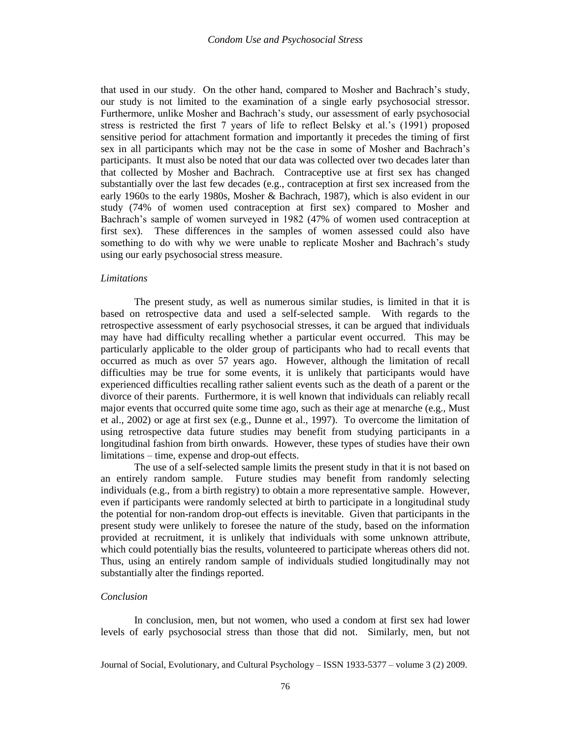that used in our study. On the other hand, compared to Mosher and Bachrach's study, our study is not limited to the examination of a single early psychosocial stressor. Furthermore, unlike Mosher and Bachrach's study, our assessment of early psychosocial stress is restricted the first 7 years of life to reflect Belsky et al.'s (1991) proposed sensitive period for attachment formation and importantly it precedes the timing of first sex in all participants which may not be the case in some of Mosher and Bachrach's participants. It must also be noted that our data was collected over two decades later than that collected by Mosher and Bachrach. Contraceptive use at first sex has changed substantially over the last few decades (e.g., contraception at first sex increased from the early 1960s to the early 1980s, Mosher & Bachrach, 1987), which is also evident in our study (74% of women used contraception at first sex) compared to Mosher and Bachrach's sample of women surveyed in 1982 (47% of women used contraception at first sex). These differences in the samples of women assessed could also have something to do with why we were unable to replicate Mosher and Bachrach's study using our early psychosocial stress measure.

### *Limitations*

The present study, as well as numerous similar studies, is limited in that it is based on retrospective data and used a self-selected sample. With regards to the retrospective assessment of early psychosocial stresses, it can be argued that individuals may have had difficulty recalling whether a particular event occurred. This may be particularly applicable to the older group of participants who had to recall events that occurred as much as over 57 years ago. However, although the limitation of recall difficulties may be true for some events, it is unlikely that participants would have experienced difficulties recalling rather salient events such as the death of a parent or the divorce of their parents. Furthermore, it is well known that individuals can reliably recall major events that occurred quite some time ago, such as their age at menarche (e.g., Must et al., 2002) or age at first sex (e.g., Dunne et al., 1997). To overcome the limitation of using retrospective data future studies may benefit from studying participants in a longitudinal fashion from birth onwards. However, these types of studies have their own limitations – time, expense and drop-out effects.

The use of a self-selected sample limits the present study in that it is not based on an entirely random sample. Future studies may benefit from randomly selecting individuals (e.g., from a birth registry) to obtain a more representative sample. However, even if participants were randomly selected at birth to participate in a longitudinal study the potential for non-random drop-out effects is inevitable. Given that participants in the present study were unlikely to foresee the nature of the study, based on the information provided at recruitment, it is unlikely that individuals with some unknown attribute, which could potentially bias the results, volunteered to participate whereas others did not. Thus, using an entirely random sample of individuals studied longitudinally may not substantially alter the findings reported.

### *Conclusion*

In conclusion, men, but not women, who used a condom at first sex had lower levels of early psychosocial stress than those that did not. Similarly, men, but not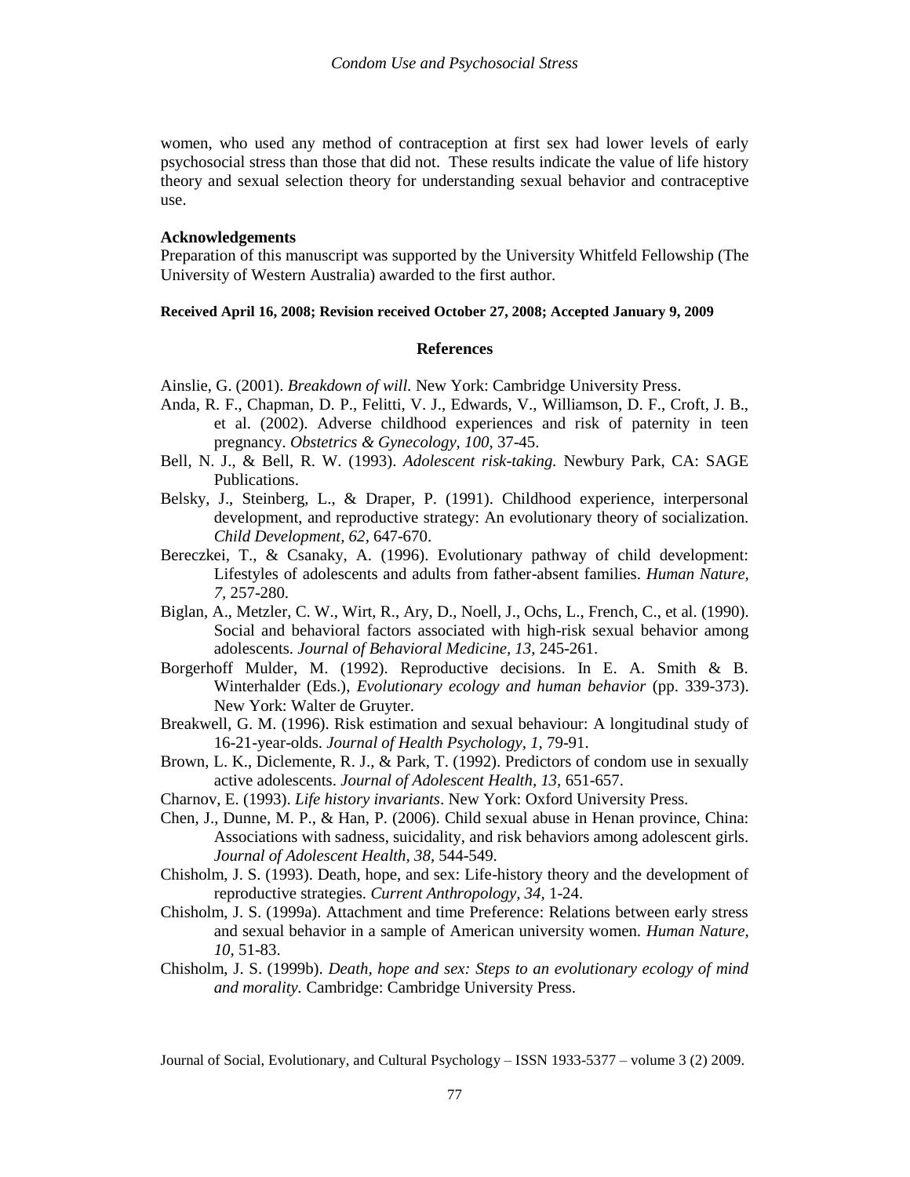women, who used any method of contraception at first sex had lower levels of early psychosocial stress than those that did not. These results indicate the value of life history theory and sexual selection theory for understanding sexual behavior and contraceptive use.

**Acknowledgements**

Preparation of this manuscript was supported by the University Whitfeld Fellowship (The University of Western Australia) awarded to the first author.

**Received April 16, 2008; Revision received October 27, 2008; Accepted January 9, 2009**

## References

Ainslie, G. (2001). *Breakdown of will.* New York: Cambridge University Press.

Anda, R. F., Chapman, D. P., Felitti, V. J., Edwards, V., Williamson, D. F., Croft, J. B., et al. (2002). Adverse childhood experiences and risk of paternity in teen pregnancy. *Obstetrics & Gynecology, 100,* 37-45.

Bell, N. J., & Bell, R. W. (1993). *Adolescent risk-taking.* Newbury Park, CA: SAGE Publications.

Belsky, J., Steinberg, L., & Draper, P. (1991). Childhood experience, interpersonal development, and reproductive strategy: An evolutionary theory of socialization. *Child Development, 62,* 647-670.

Bereczkei, T., & Csanaky, A. (1996). Evolutionary pathway of child development: Lifestyles of adolescents and adults from father-absent families. *Human Nature, 7,* 257-280.

Biglan, A., Metzler, C. W., Wirt, R., Ary, D., Noell, J., Ochs, L., French, C., et al. (1990). Social and behavioral factors associated with high-risk sexual behavior among adolescents. *Journal of Behavioral Medicine, 13,* 245-261.

Borgerhoff Mulder, M. (1992). Reproductive decisions. In E. A. Smith & B. Winterhalder (Eds.), *Evolutionary ecology and human behavior* (pp. 339-373). New York: Walter de Gruyter.

Breakwell, G. M. (1996). Risk estimation and sexual behaviour: A longitudinal study of 16-21-year-olds. *Journal of Health Psychology, 1,* 79-91.

Brown, L. K., Diclemente, R. J., & Park, T. (1992). Predictors of condom use in sexually active adolescents. *Journal of Adolescent Health, 13,* 651-657.

Charnov, E. (1993). *Life history invariants*. New York: Oxford University Press.

Chen, J., Dunne, M. P., & Han, P. (2006). Child sexual abuse in Henan province, China: Associations with sadness, suicidality, and risk behaviors among adolescent girls. *Journal of Adolescent Health, 38,* 544-549.

Chisholm, J. S. (1993). Death, hope, and sex: Life-history theory and the development of reproductive strategies. *Current Anthropology, 34,* 1-24.

Chisholm, J. S. (1999a). Attachment and time Preference: Relations between early stress and sexual behavior in a sample of American university women. *Human Nature, 10,* 51-83.

Chisholm, J. S. (1999b). *Death, hope and sex: Steps to an evolutionary ecology of mind and morality.* Cambridge: Cambridge University Press.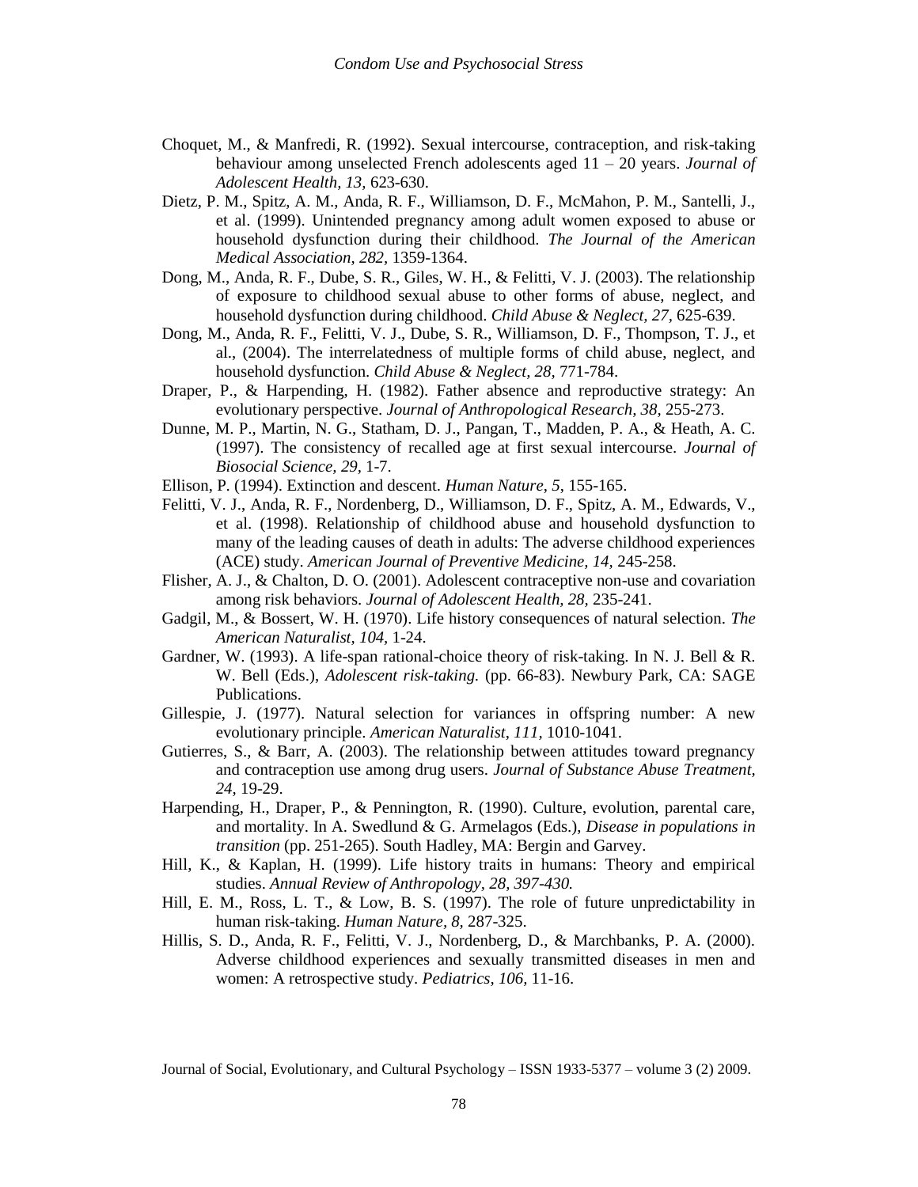Choquet, M., & Manfredi, R. (1992). Sexual intercourse, contraception, and risk-taking behaviour among unselected French adolescents aged 11 – 20 years. *Journal of Adolescent Health, 13,* 623-630.

Dietz, P. M., Spitz, A. M., Anda, R. F., Williamson, D. F., McMahon, P. M., Santelli, J., et al. (1999). Unintended pregnancy among adult women exposed to abuse or household dysfunction during their childhood. *The Journal of the American Medical Association, 282,* 1359-1364.

Dong, M., Anda, R. F., Dube, S. R., Giles, W. H., & Felitti, V. J. (2003). The relationship of exposure to childhood sexual abuse to other forms of abuse, neglect, and household dysfunction during childhood. *Child Abuse & Neglect, 27,* 625-639.

Dong, M., Anda, R. F., Felitti, V. J., Dube, S. R., Williamson, D. F., Thompson, T. J., et al., (2004). The interrelatedness of multiple forms of child abuse, neglect, and household dysfunction. *Child Abuse & Neglect, 28,* 771-784.

Draper, P., & Harpending, H. (1982). Father absence and reproductive strategy: An evolutionary perspective. *Journal of Anthropological Research, 38,* 255-273.

Dunne, M. P., Martin, N. G., Statham, D. J., Pangan, T., Madden, P. A., & Heath, A. C. (1997). The consistency of recalled age at first sexual intercourse. *Journal of Biosocial Science, 29,* 1-7.

Ellison, P. (1994). Extinction and descent. *Human Nature*, *5*, 155-165.

Felitti, V. J., Anda, R. F., Nordenberg, D., Williamson, D. F., Spitz, A. M., Edwards, V., et al. (1998). Relationship of childhood abuse and household dysfunction to many of the leading causes of death in adults: The adverse childhood experiences (ACE) study. *American Journal of Preventive Medicine, 14,* 245-258.

Flisher, A. J., & Chalton, D. O. (2001). Adolescent contraceptive non-use and covariation among risk behaviors. *Journal of Adolescent Health, 28,* 235-241.

Gadgil, M., & Bossert, W. H. (1970). Life history consequences of natural selection. *The American Naturalist, 104,* 1-24.

Gardner, W. (1993). A life-span rational-choice theory of risk-taking. In N. J. Bell & R. W. Bell (Eds.), *Adolescent risk-taking.* (pp. 66-83). Newbury Park, CA: SAGE Publications.

Gillespie, J. (1977). Natural selection for variances in offspring number: A new evolutionary principle. *American Naturalist*, *111,* 1010-1041.

Gutierres, S., & Barr, A. (2003). The relationship between attitudes toward pregnancy and contraception use among drug users. *Journal of Substance Abuse Treatment, 24,* 19-29.

Harpending, H., Draper, P., & Pennington, R. (1990). Culture, evolution, parental care, and mortality. In A. Swedlund & G. Armelagos (Eds.), *Disease in populations in transition* (pp. 251-265). South Hadley, MA: Bergin and Garvey.

Hill, K., & Kaplan, H. (1999). Life history traits in humans: Theory and empirical studies. *Annual Review of Anthropology, 28, 397-430.*

Hill, E. M., Ross, L. T., & Low, B. S. (1997). The role of future unpredictability in human risk-taking. *Human Nature, 8,* 287-325.

Hillis, S. D., Anda, R. F., Felitti, V. J., Nordenberg, D., & Marchbanks, P. A. (2000). Adverse childhood experiences and sexually transmitted diseases in men and women: A retrospective study. *Pediatrics, 106,* 11-16.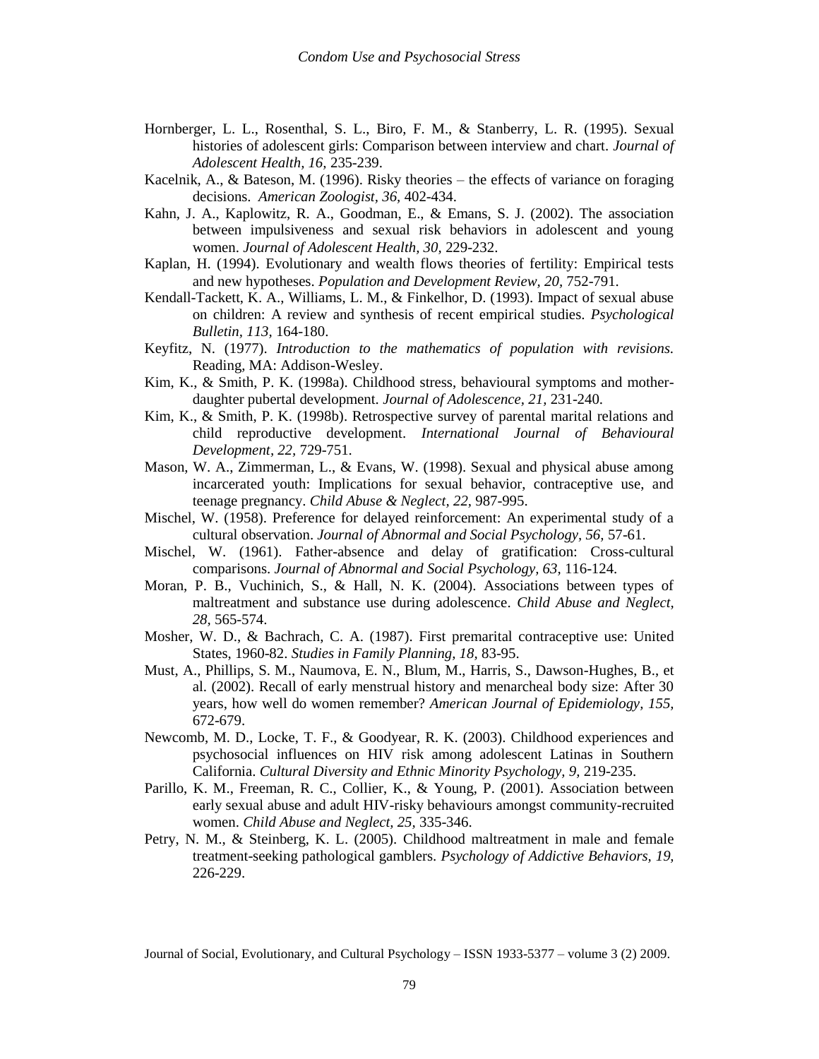Hornberger, L. L., Rosenthal, S. L., Biro, F. M., & Stanberry, L. R. (1995). Sexual histories of adolescent girls: Comparison between interview and chart. *Journal of Adolescent Health, 16,* 235-239.

Kacelnik, A., & Bateson, M. (1996). Risky theories – the effects of variance on foraging decisions. *American Zoologist, 36,* 402-434.

Kahn, J. A., Kaplowitz, R. A., Goodman, E., & Emans, S. J. (2002). The association between impulsiveness and sexual risk behaviors in adolescent and young women. *Journal of Adolescent Health, 30,* 229-232.

Kaplan, H. (1994). Evolutionary and wealth flows theories of fertility: Empirical tests and new hypotheses. *Population and Development Review, 20,* 752-791.

Kendall-Tackett, K. A., Williams, L. M., & Finkelhor, D. (1993). Impact of sexual abuse on children: A review and synthesis of recent empirical studies. *Psychological Bulletin, 113,* 164-180.

Keyfitz, N. (1977). *Introduction to the mathematics of population with revisions.* Reading, MA: Addison-Wesley.

Kim, K., & Smith, P. K. (1998a). Childhood stress, behavioural symptoms and mother-daughter pubertal development. *Journal of Adolescence, 21,* 231-240.

Kim, K., & Smith, P. K. (1998b). Retrospective survey of parental marital relations and child reproductive development. *International Journal of Behavioural Development, 22,* 729-751.

Mason, W. A., Zimmerman, L., & Evans, W. (1998). Sexual and physical abuse among incarcerated youth: Implications for sexual behavior, contraceptive use, and teenage pregnancy. *Child Abuse & Neglect, 22,* 987-995.

Mischel, W. (1958). Preference for delayed reinforcement: An experimental study of a cultural observation. *Journal of Abnormal and Social Psychology, 56,* 57-61.

Mischel, W. (1961). Father-absence and delay of gratification: Cross-cultural comparisons. *Journal of Abnormal and Social Psychology, 63,* 116-124.

Moran, P. B., Vuchinich, S., & Hall, N. K. (2004). Associations between types of maltreatment and substance use during adolescence. *Child Abuse and Neglect, 28,* 565-574.

Mosher, W. D., & Bachrach, C. A. (1987). First premarital contraceptive use: United States, 1960-82. *Studies in Family Planning, 18,* 83-95.

Must, A., Phillips, S. M., Naumova, E. N., Blum, M., Harris, S., Dawson-Hughes, B., et al. (2002). Recall of early menstrual history and menarcheal body size: After 30 years, how well do women remember? *American Journal of Epidemiology, 155,* 672-679.

Newcomb, M. D., Locke, T. F., & Goodyear, R. K. (2003). Childhood experiences and psychosocial influences on HIV risk among adolescent Latinas in Southern California. *Cultural Diversity and Ethnic Minority Psychology, 9,* 219-235.

Parillo, K. M., Freeman, R. C., Collier, K., & Young, P. (2001). Association between early sexual abuse and adult HIV-risky behaviours amongst community-recruited women. *Child Abuse and Neglect, 25,* 335-346.

Petry, N. M., & Steinberg, K. L. (2005). Childhood maltreatment in male and female treatment-seeking pathological gamblers. *Psychology of Addictive Behaviors, 19,* 226-229.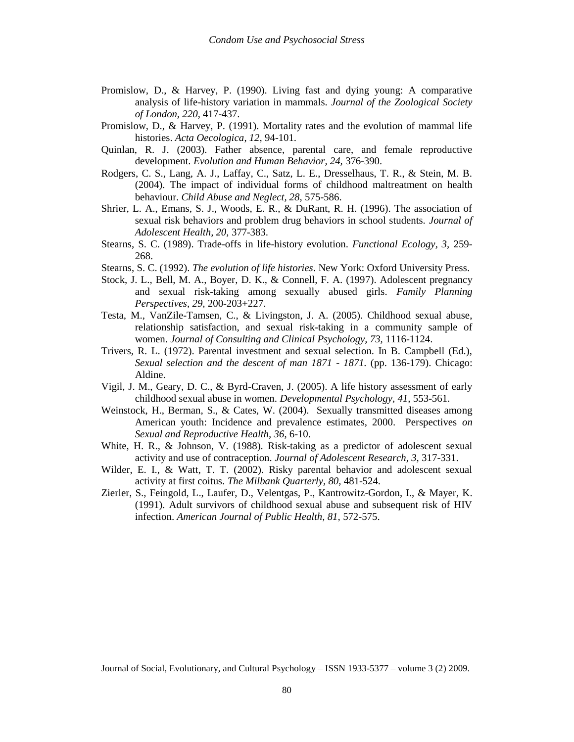Promislow, D., & Harvey, P. (1990). Living fast and dying young: A comparative analysis of life-history variation in mammals. *Journal of the Zoological Society of London*, *220*, 417-437.

Promislow, D., & Harvey, P. (1991). Mortality rates and the evolution of mammal life histories. *Acta Oecologica*, *12*, 94-101.

Quinlan, R. J. (2003). Father absence, parental care, and female reproductive development. *Evolution and Human Behavior, 24,* 376-390.

Rodgers, C. S., Lang, A. J., Laffay, C., Satz, L. E., Dresselhaus, T. R., & Stein, M. B. (2004). The impact of individual forms of childhood maltreatment on health behaviour. *Child Abuse and Neglect, 28,* 575-586.

Shrier, L. A., Emans, S. J., Woods, E. R., & DuRant, R. H. (1996). The association of sexual risk behaviors and problem drug behaviors in school students. *Journal of Adolescent Health, 20,* 377-383.

Stearns, S. C. (1989). Trade-offs in life-history evolution. *Functional Ecology, 3,* 259-268.

Stearns, S. C. (1992). *The evolution of life histories*. New York: Oxford University Press.

Stock, J. L., Bell, M. A., Boyer, D. K., & Connell, F. A. (1997). Adolescent pregnancy and sexual risk-taking among sexually abused girls. *Family Planning Perspectives, 29,* 200-203+227.

Testa, M., VanZile-Tamsen, C., & Livingston, J. A. (2005). Childhood sexual abuse, relationship satisfaction, and sexual risk-taking in a community sample of women. *Journal of Consulting and Clinical Psychology, 73,* 1116-1124.

Trivers, R. L. (1972). Parental investment and sexual selection. In B. Campbell (Ed.), *Sexual selection and the descent of man 1871 - 1871.* (pp. 136-179). Chicago: Aldine.

Vigil, J. M., Geary, D. C., & Byrd-Craven, J. (2005). A life history assessment of early childhood sexual abuse in women. *Developmental Psychology, 41,* 553-561.

Weinstock, H., Berman, S., & Cates, W. (2004). Sexually transmitted diseases among American youth: Incidence and prevalence estimates, 2000. Perspectives *on Sexual and Reproductive Health, 36,* 6-10.

White, H. R., & Johnson, V. (1988). Risk-taking as a predictor of adolescent sexual activity and use of contraception. *Journal of Adolescent Research, 3,* 317-331.

Wilder, E. I., & Watt, T. T. (2002). Risky parental behavior and adolescent sexual activity at first coitus. *The Milbank Quarterly, 80,* 481-524.

Zierler, S., Feingold, L., Laufer, D., Velentgas, P., Kantrowitz-Gordon, I., & Mayer, K. (1991). Adult survivors of childhood sexual abuse and subsequent risk of HIV infection. *American Journal of Public Health, 81,* 572-575.